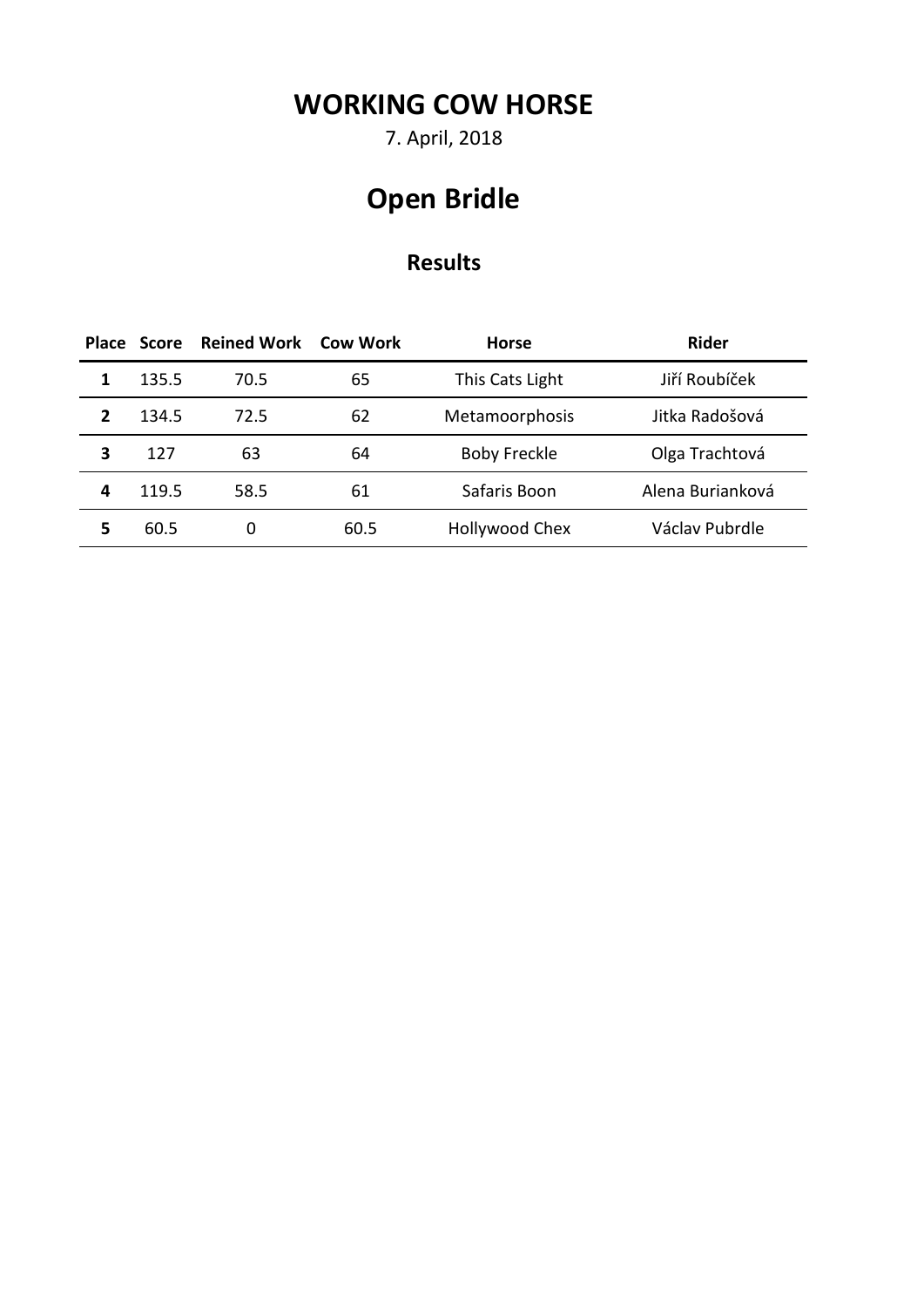# WORKING COW HORSE

7. April, 2018

# Open Bridle

## Results

| Place | Score | Reined Work | Cow Work | Horse | Rider |
|---|---|---|---|---|---|
| **1** | 135.5 | 70.5 | 65 | This Cats Light | Jiří Roubíček |
| **2** | 134.5 | 72.5 | 62 | Metamoorphosis | Jitka Radošová |
| **3** | 127 | 63 | 64 | Boby Freckle | Olga Trachtová |
| **4** | 119.5 | 58.5 | 61 | Safaris Boon | Alena Burianková |
| **5** | 60.5 | 0 | 60.5 | Hollywood Chex | Václav Pubrdle |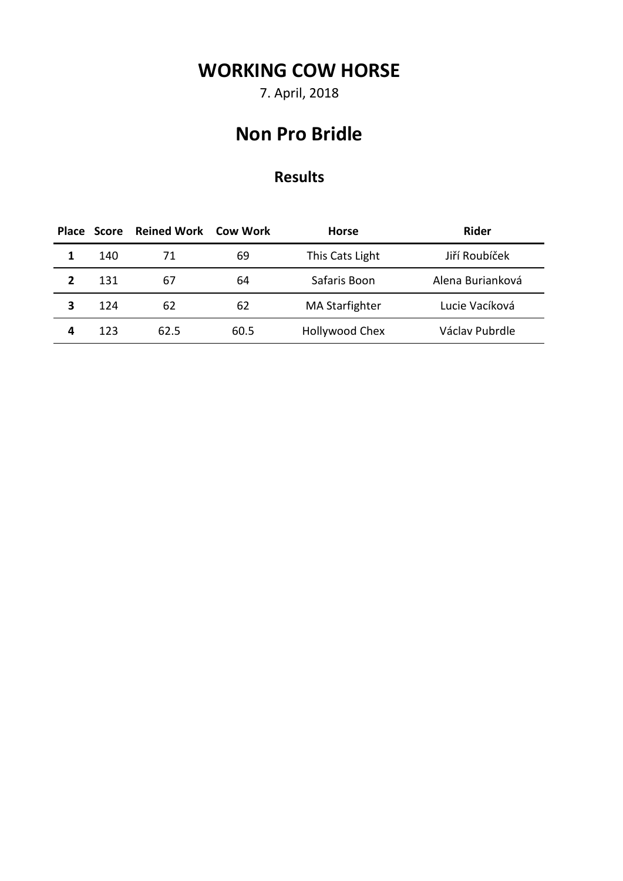# WORKING COW HORSE

7. April, 2018

## Non Pro Bridle

### Results

| Place | Score | Reined Work | Cow Work | Horse | Rider |
|---|---|---|---|---|---|
| **1** | 140 | 71 | 69 | This Cats Light | Jiří Roubíček |
| **2** | 131 | 67 | 64 | Safaris Boon | Alena Burianková |
| **3** | 124 | 62 | 62 | MA Starfighter | Lucie Vacíková |
| **4** | 123 | 62.5 | 60.5 | Hollywood Chex | Václav Pubrdle |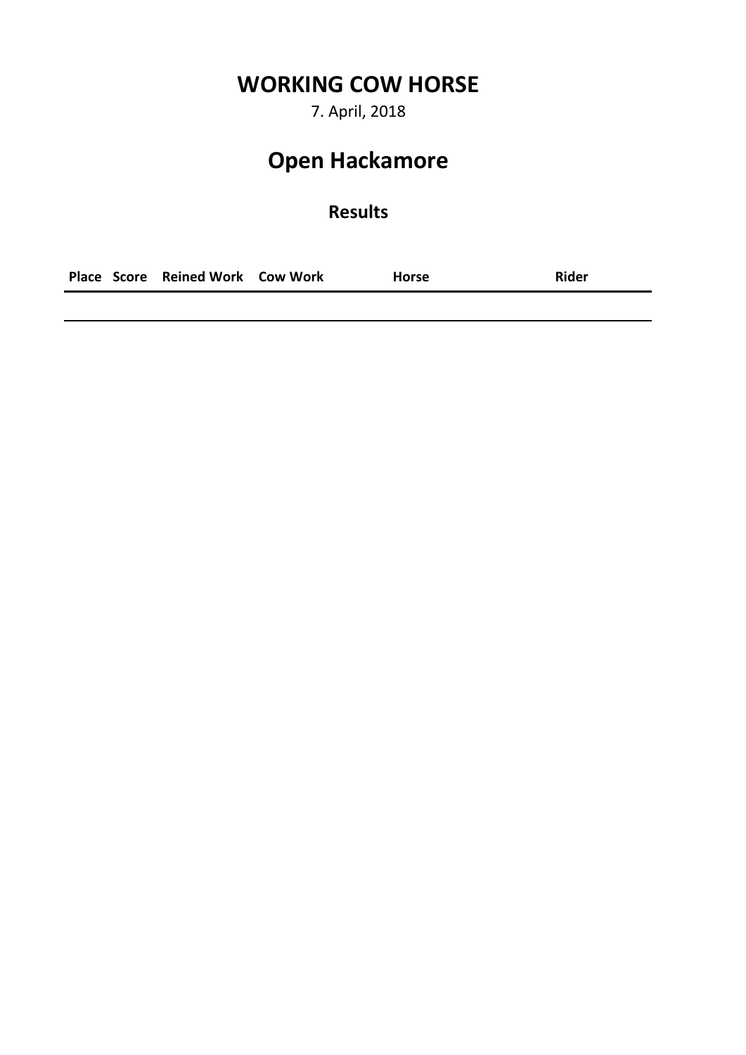# WORKING COW HORSE

7. April, 2018

# Open Hackamore

## Results

| Place | Score | Reined Work | Cow Work | Horse | Rider |
|---|---|---|---|---|---|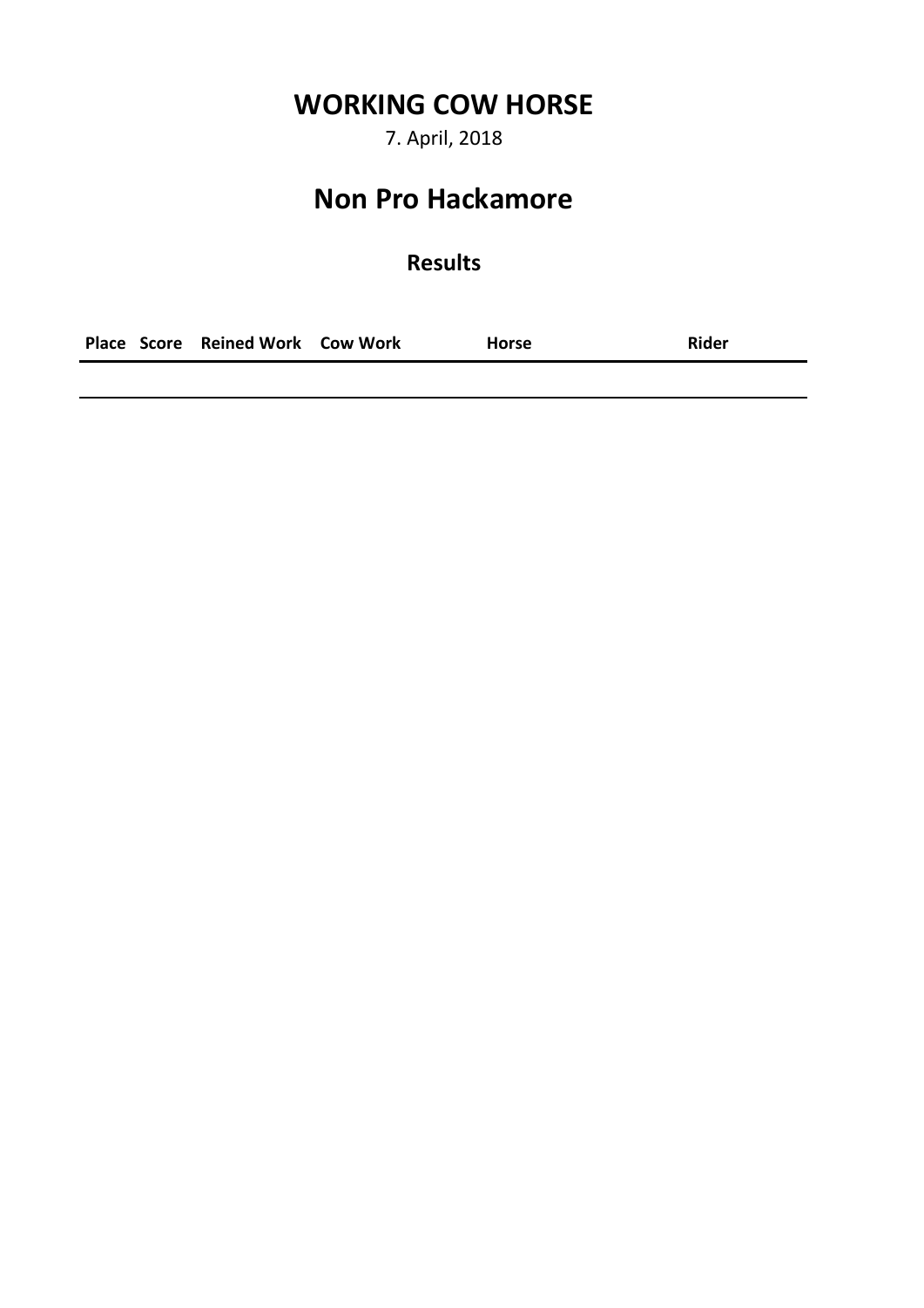# WORKING COW HORSE

7. April, 2018

## Non Pro Hackamore

### Results

| Place | Score | Reined Work | Cow Work | Horse | Rider |
|---|---|---|---|---|---|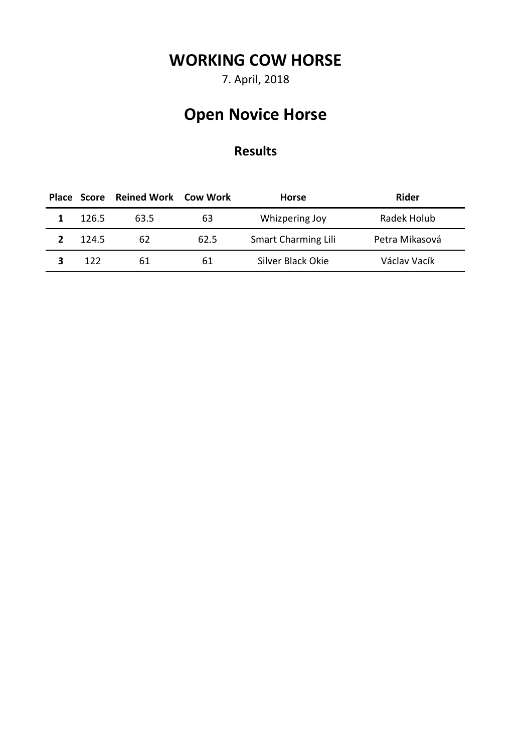# WORKING COW HORSE

7. April, 2018

## Open Novice Horse

### Results

| Place | Score | Reined Work | Cow Work | Horse | Rider |
|---|---|---|---|---|---|
| **1** | 126.5 | 63.5 | 63 | Whizpering Joy | Radek Holub |
| **2** | 124.5 | 62 | 62.5 | Smart Charming Lili | Petra Mikasová |
| **3** | 122 | 61 | 61 | Silver Black Okie | Václav Vacík |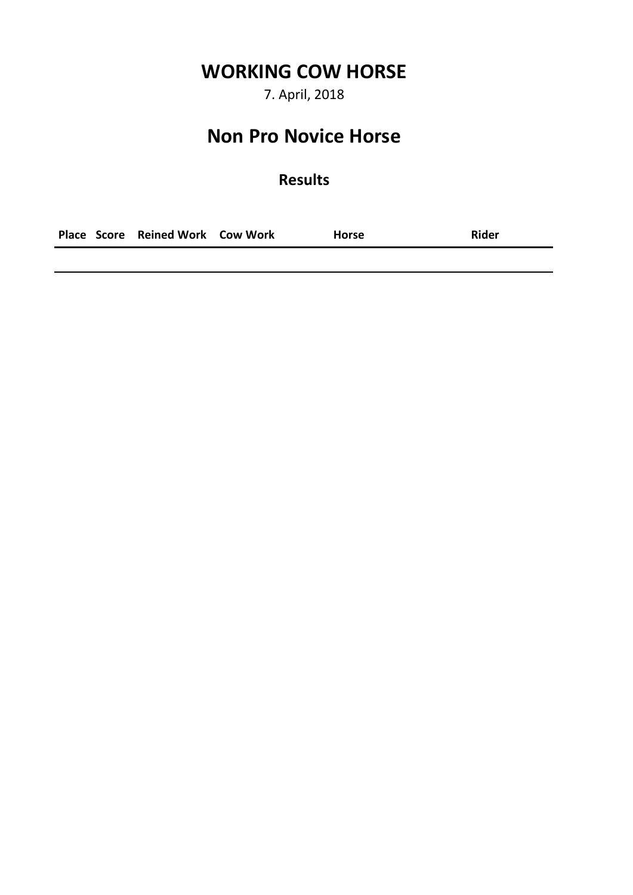# WORKING COW HORSE

7. April, 2018

## Non Pro Novice Horse

### Results

| Place | Score | Reined Work | Cow Work | Horse | Rider |
|---|---|---|---|---|---|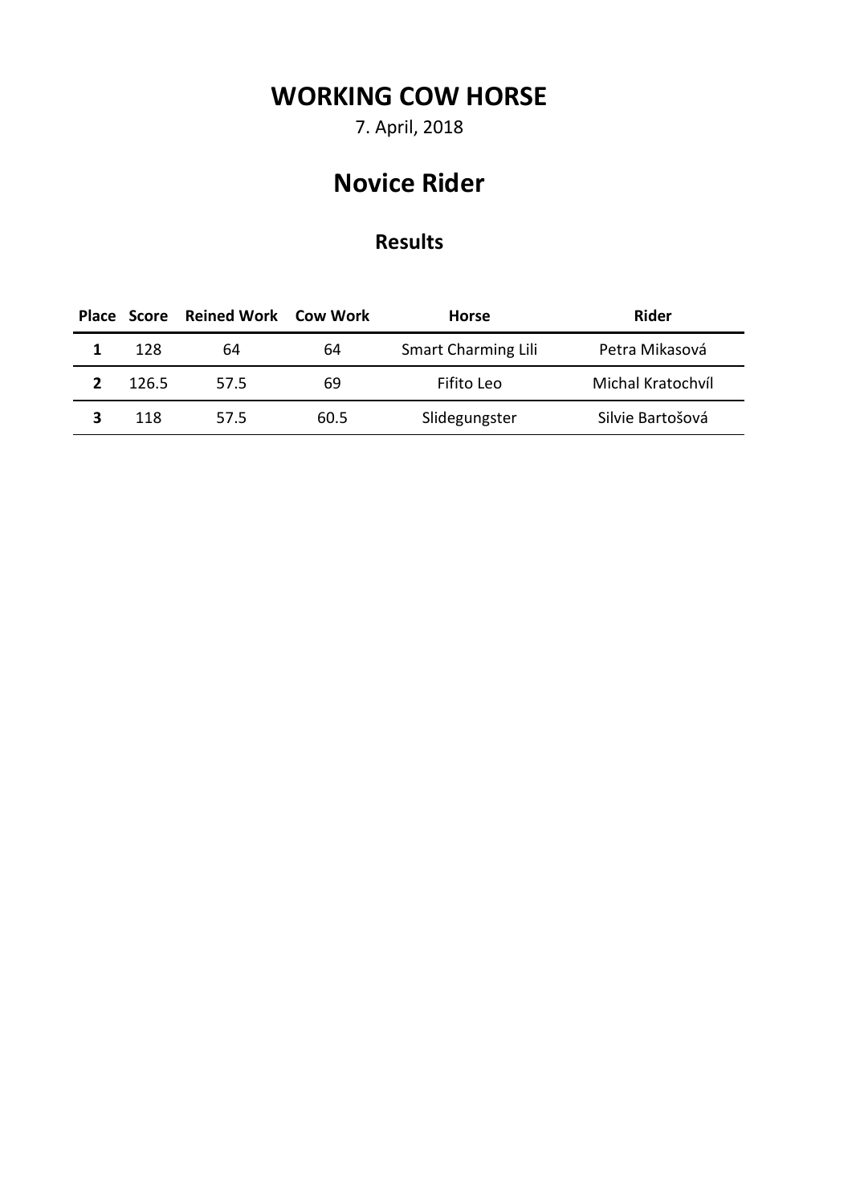# WORKING COW HORSE

7. April, 2018

## Novice Rider

### Results

| Place | Score | Reined Work | Cow Work | Horse | Rider |
|---|---|---|---|---|---|
| **1** | 128 | 64 | 64 | Smart Charming Lili | Petra Mikasová |
| **2** | 126.5 | 57.5 | 69 | Fifito Leo | Michal Kratochvíl |
| **3** | 118 | 57.5 | 60.5 | Slidegungster | Silvie Bartošová |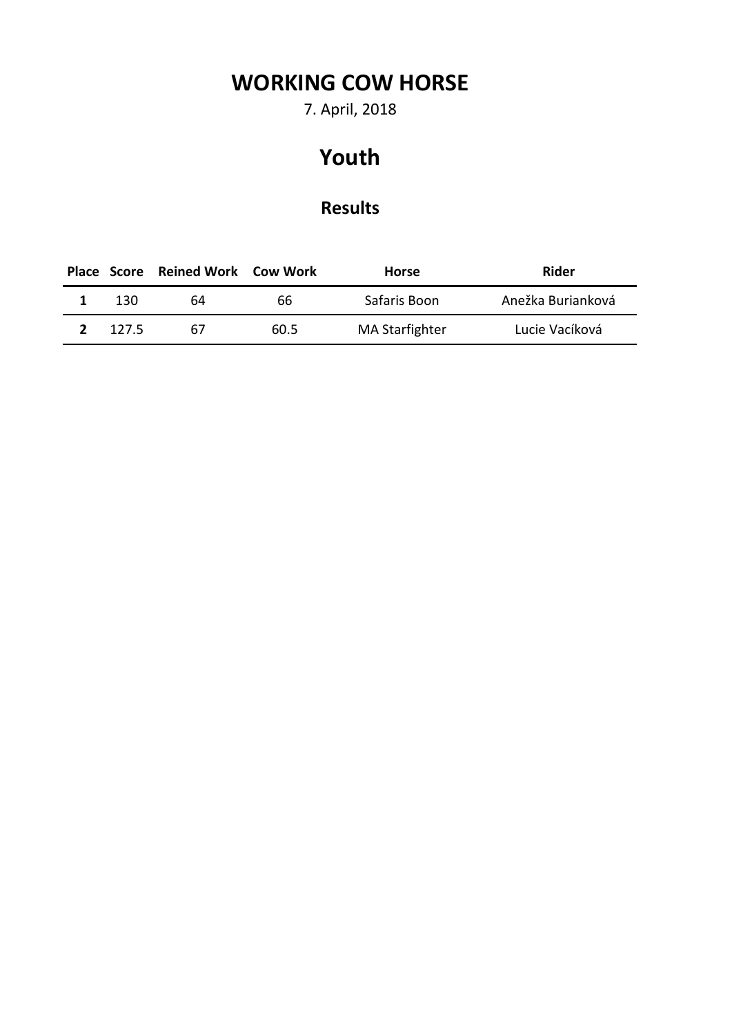# WORKING COW HORSE

7. April, 2018

# Youth

## Results

| Place | Score | Reined Work | Cow Work | Horse | Rider |
|---|---|---|---|---|---|
| **1** | 130 | 64 | 66 | Safaris Boon | Anežka Burianková |
| **2** | 127.5 | 67 | 60.5 | MA Starfighter | Lucie Vacíková |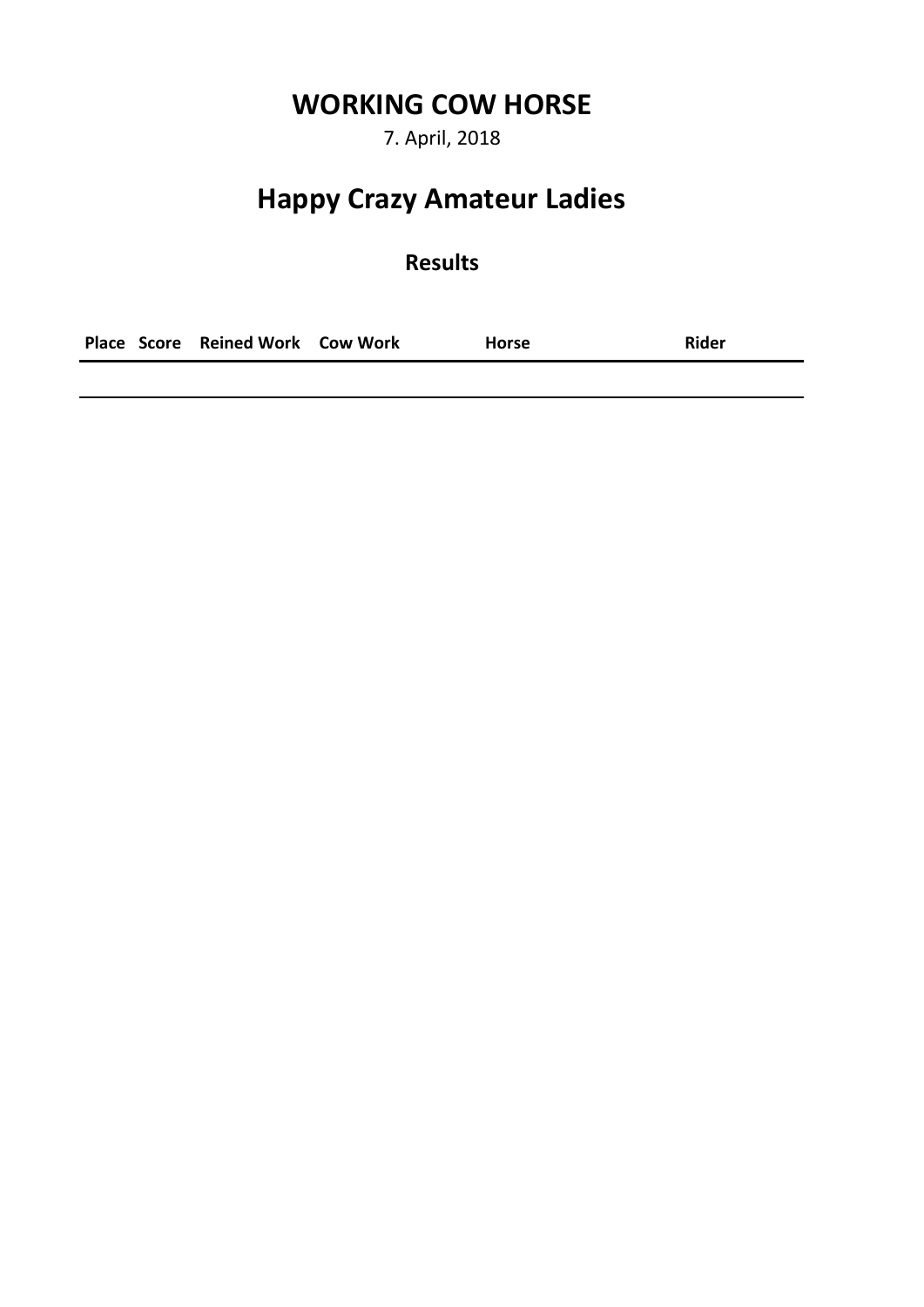# WORKING COW HORSE

7. April, 2018

# Happy Crazy Amateur Ladies

## Results

| Place | Score | Reined Work | Cow Work | Horse | Rider |
|---|---|---|---|---|---|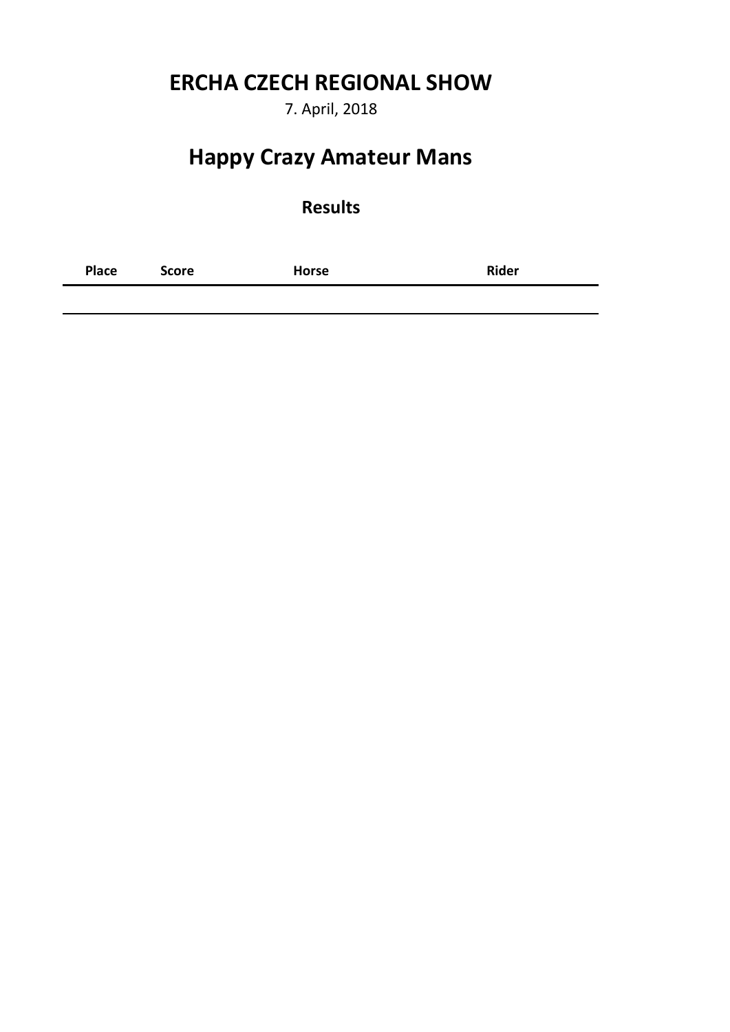# ERCHA CZECH REGIONAL SHOW

7. April, 2018

# Happy Crazy Amateur Mans

## Results

| Place | Score | Horse | Rider |
| --- | --- | --- | --- |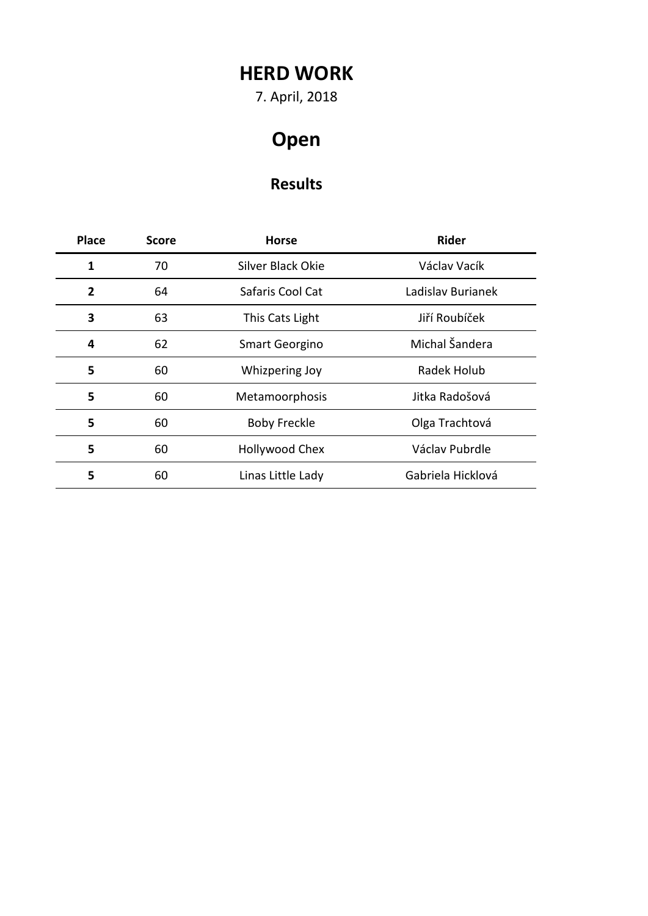# HERD WORK

7. April, 2018

# Open

## Results

| Place | Score | Horse | Rider |
|---|---|---|---|
| **1** | 70 | Silver Black Okie | Václav Vacík |
| **2** | 64 | Safaris Cool Cat | Ladislav Burianek |
| **3** | 63 | This Cats Light | Jiří Roubíček |
| **4** | 62 | Smart Georgino | Michal Šandera |
| **5** | 60 | Whizpering Joy | Radek Holub |
| **5** | 60 | Metamoorphosis | Jitka Radošová |
| **5** | 60 | Boby Freckle | Olga Trachtová |
| **5** | 60 | Hollywood Chex | Václav Pubrdle |
| **5** | 60 | Linas Little Lady | Gabriela Hicklová |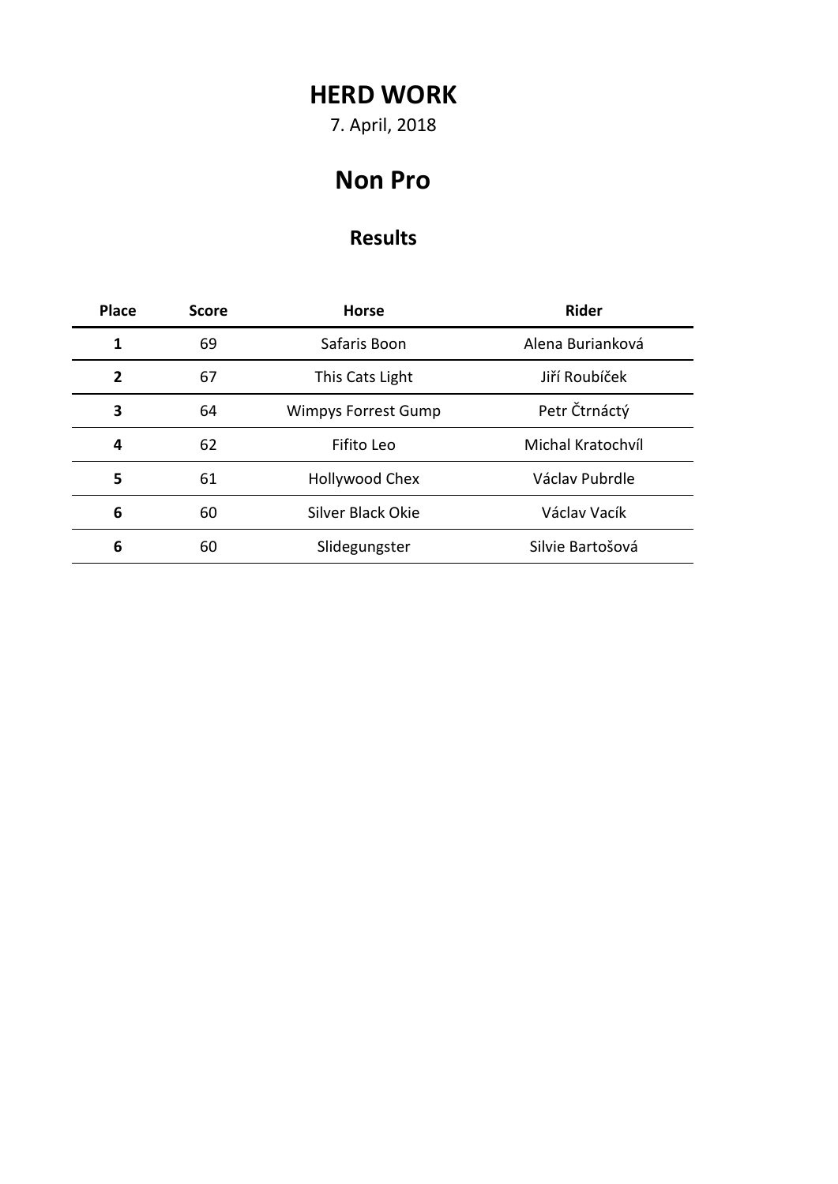# HERD WORK

7. April, 2018

## Non Pro

### Results

| Place | Score | Horse | Rider |
|---|---|---|---|
| **1** | 69 | Safaris Boon | Alena Burianková |
| **2** | 67 | This Cats Light | Jiří Roubíček |
| **3** | 64 | Wimpys Forrest Gump | Petr Čtrnáctý |
| **4** | 62 | Fifito Leo | Michal Kratochvíl |
| **5** | 61 | Hollywood Chex | Václav Pubrdle |
| **6** | 60 | Silver Black Okie | Václav Vacík |
| **6** | 60 | Slidegungster | Silvie Bartošová |